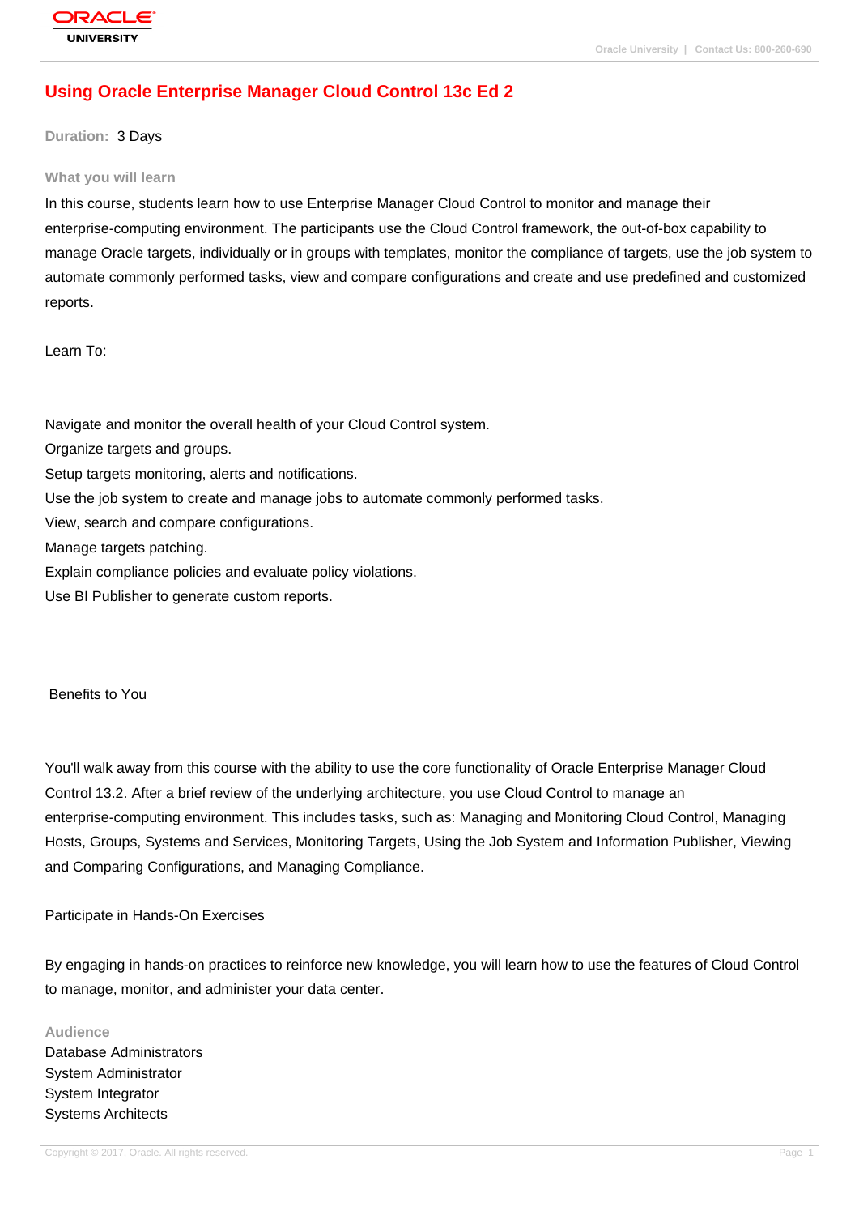# Using Oracle Enterprise Manager Cloud Control 13c Ed 2

**Duration:** 3 Days

## What you will learn

In this course, students learn how to use Enterprise Manager Cloud Control to monitor and manage their enterprise-computing environment. The participants use the Cloud Control framework, the out-of-box capability to manage Oracle targets, individually or in groups with templates, monitor the compliance of targets, use the job system to automate commonly performed tasks, view and compare configurations and create and use predefined and customized reports.

Learn To:

Navigate and monitor the overall health of your Cloud Control system.
Organize targets and groups.
Setup targets monitoring, alerts and notifications.
Use the job system to create and manage jobs to automate commonly performed tasks.
View, search and compare configurations.
Manage targets patching.
Explain compliance policies and evaluate policy violations.
Use BI Publisher to generate custom reports.

Benefits to You

You'll walk away from this course with the ability to use the core functionality of Oracle Enterprise Manager Cloud Control 13.2. After a brief review of the underlying architecture, you use Cloud Control to manage an enterprise-computing environment. This includes tasks, such as: Managing and Monitoring Cloud Control, Managing Hosts, Groups, Systems and Services, Monitoring Targets, Using the Job System and Information Publisher, Viewing and Comparing Configurations, and Managing Compliance.

Participate in Hands-On Exercises

By engaging in hands-on practices to reinforce new knowledge, you will learn how to use the features of Cloud Control to manage, monitor, and administer your data center.

## Audience

Database Administrators
System Administrator
System Integrator
Systems Architects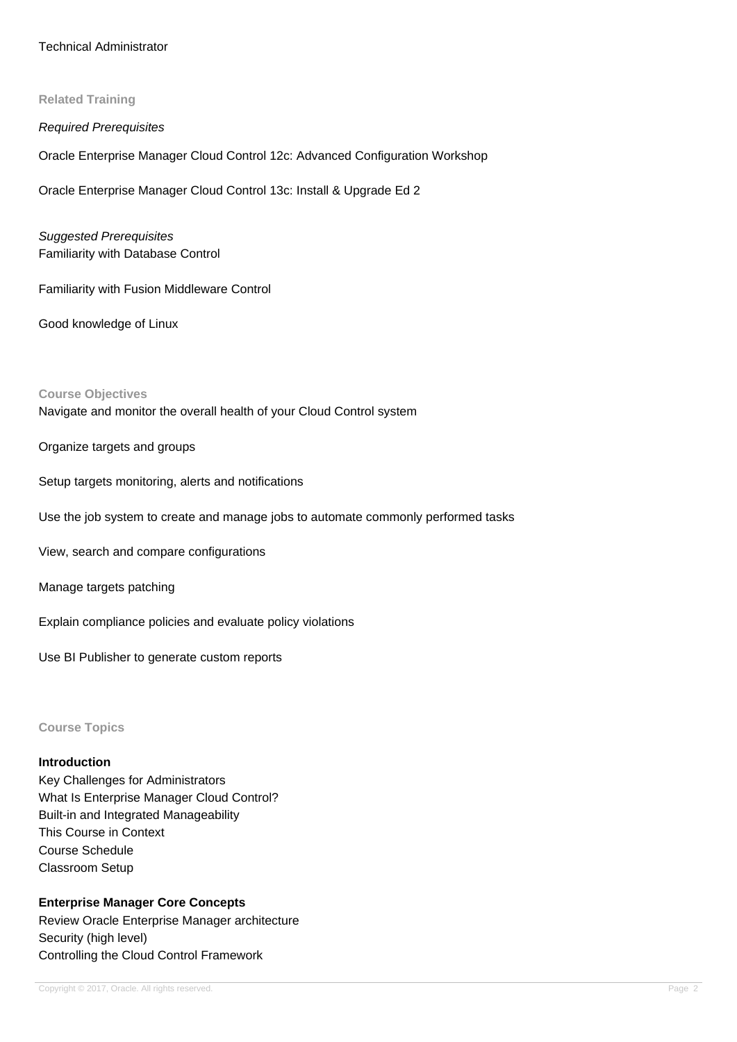Technical Administrator

### Related Training

*Required Prerequisites*

Oracle Enterprise Manager Cloud Control 12c: Advanced Configuration Workshop

Oracle Enterprise Manager Cloud Control 13c: Install & Upgrade Ed 2

*Suggested Prerequisites*

Familiarity with Database Control

Familiarity with Fusion Middleware Control

Good knowledge of Linux

### Course Objectives

Navigate and monitor the overall health of your Cloud Control system

Organize targets and groups

Setup targets monitoring, alerts and notifications

Use the job system to create and manage jobs to automate commonly performed tasks

View, search and compare configurations

Manage targets patching

Explain compliance policies and evaluate policy violations

Use BI Publisher to generate custom reports

### Course Topics

**Introduction**

Key Challenges for Administrators
What Is Enterprise Manager Cloud Control?
Built-in and Integrated Manageability
This Course in Context
Course Schedule
Classroom Setup

**Enterprise Manager Core Concepts**

Review Oracle Enterprise Manager architecture
Security (high level)
Controlling the Cloud Control Framework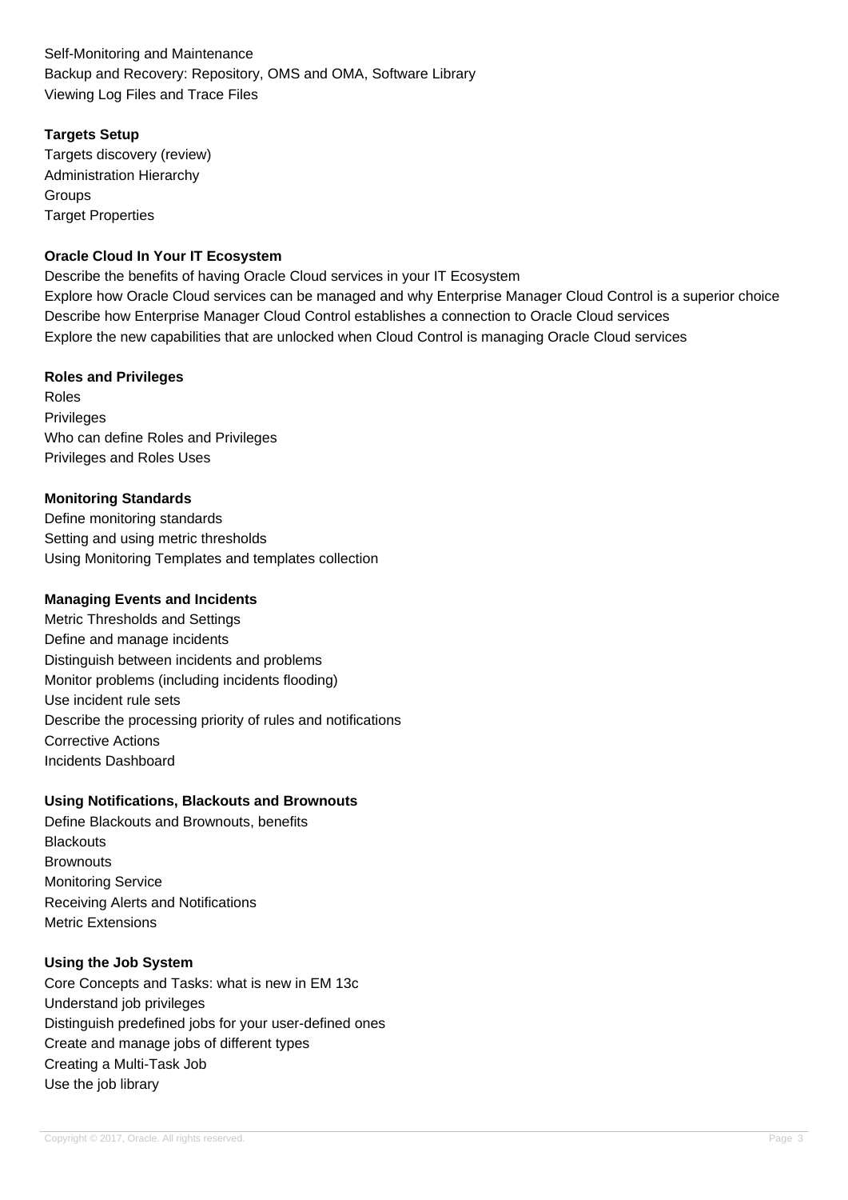Self-Monitoring and Maintenance
Backup and Recovery: Repository, OMS and OMA, Software Library
Viewing Log Files and Trace Files

**Targets Setup**

Targets discovery (review)
Administration Hierarchy
Groups
Target Properties

**Oracle Cloud In Your IT Ecosystem**

Describe the benefits of having Oracle Cloud services in your IT Ecosystem
Explore how Oracle Cloud services can be managed and why Enterprise Manager Cloud Control is a superior choice
Describe how Enterprise Manager Cloud Control establishes a connection to Oracle Cloud services
Explore the new capabilities that are unlocked when Cloud Control is managing Oracle Cloud services

**Roles and Privileges**

Roles
Privileges
Who can define Roles and Privileges
Privileges and Roles Uses

**Monitoring Standards**

Define monitoring standards
Setting and using metric thresholds
Using Monitoring Templates and templates collection

**Managing Events and Incidents**

Metric Thresholds and Settings
Define and manage incidents
Distinguish between incidents and problems
Monitor problems (including incidents flooding)
Use incident rule sets
Describe the processing priority of rules and notifications
Corrective Actions
Incidents Dashboard

**Using Notifications, Blackouts and Brownouts**

Define Blackouts and Brownouts, benefits
Blackouts
Brownouts
Monitoring Service
Receiving Alerts and Notifications
Metric Extensions

**Using the Job System**

Core Concepts and Tasks: what is new in EM 13c
Understand job privileges
Distinguish predefined jobs for your user-defined ones
Create and manage jobs of different types
Creating a Multi-Task Job
Use the job library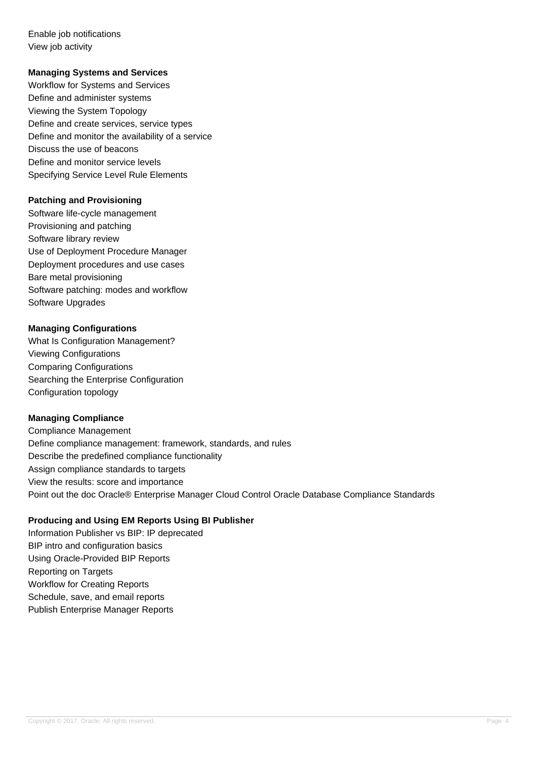Enable job notifications
View job activity

**Managing Systems and Services**

Workflow for Systems and Services
Define and administer systems
Viewing the System Topology
Define and create services, service types
Define and monitor the availability of a service
Discuss the use of beacons
Define and monitor service levels
Specifying Service Level Rule Elements

**Patching and Provisioning**

Software life-cycle management
Provisioning and patching
Software library review
Use of Deployment Procedure Manager
Deployment procedures and use cases
Bare metal provisioning
Software patching: modes and workflow
Software Upgrades

**Managing Configurations**

What Is Configuration Management?
Viewing Configurations
Comparing Configurations
Searching the Enterprise Configuration
Configuration topology

**Managing Compliance**

Compliance Management
Define compliance management: framework, standards, and rules
Describe the predefined compliance functionality
Assign compliance standards to targets
View the results: score and importance
Point out the doc Oracle® Enterprise Manager Cloud Control Oracle Database Compliance Standards

**Producing and Using EM Reports Using BI Publisher**

Information Publisher vs BIP: IP deprecated
BIP intro and configuration basics
Using Oracle-Provided BIP Reports
Reporting on Targets
Workflow for Creating Reports
Schedule, save, and email reports
Publish Enterprise Manager Reports